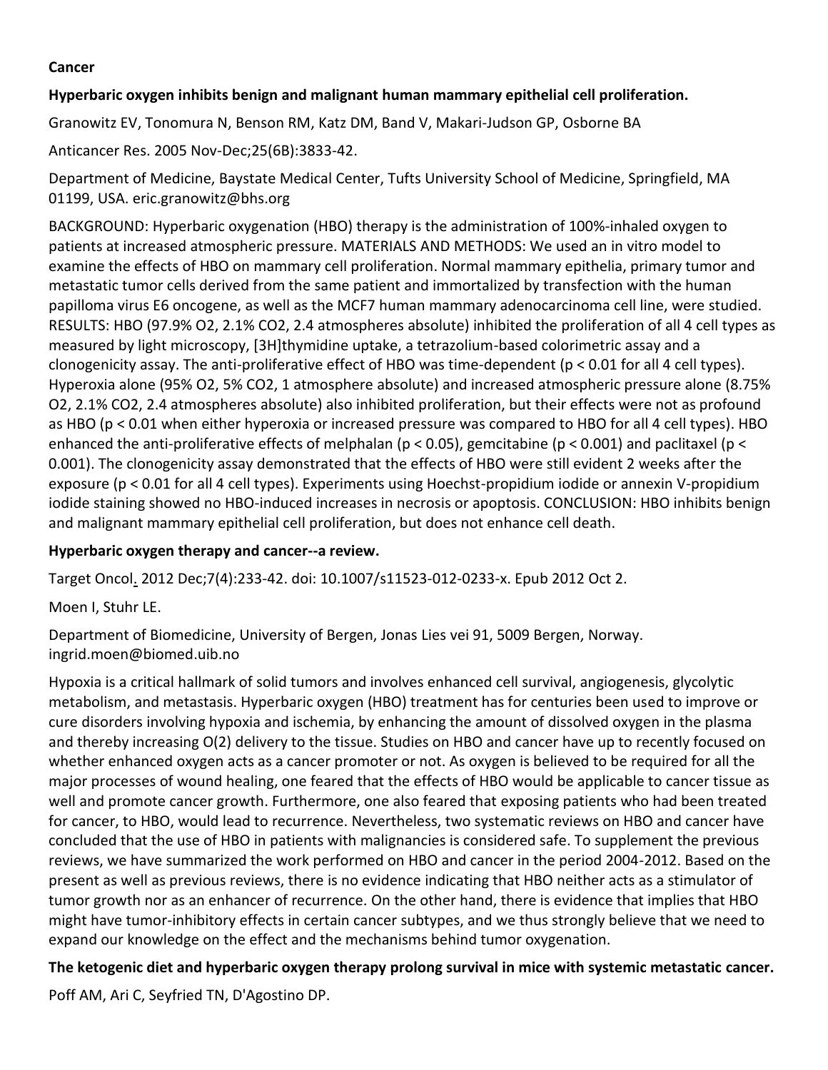**Cancer**

**Hyperbaric oxygen inhibits benign and malignant human mammary epithelial cell proliferation.**

Granowitz EV, Tonomura N, Benson RM, Katz DM, Band V, Makari-Judson GP, Osborne BA

Anticancer Res. 2005 Nov-Dec;25(6B):3833-42.

Department of Medicine, Baystate Medical Center, Tufts University School of Medicine, Springfield, MA 01199, USA. eric.granowitz@bhs.org

BACKGROUND: Hyperbaric oxygenation (HBO) therapy is the administration of 100%-inhaled oxygen to patients at increased atmospheric pressure. MATERIALS AND METHODS: We used an in vitro model to examine the effects of HBO on mammary cell proliferation. Normal mammary epithelia, primary tumor and metastatic tumor cells derived from the same patient and immortalized by transfection with the human papilloma virus E6 oncogene, as well as the MCF7 human mammary adenocarcinoma cell line, were studied. RESULTS: HBO (97.9% $O_2$, 2.1% $CO_2$, 2.4 atmospheres absolute) inhibited the proliferation of all 4 cell types as measured by light microscopy, [3H]thymidine uptake, a tetrazolium-based colorimetric assay and a clonogenicity assay. The anti-proliferative effect of HBO was time-dependent ($p < 0.01$ for all 4 cell types). Hyperoxia alone (95% $O_2$, 5% $CO_2$, 1 atmosphere absolute) and increased atmospheric pressure alone (8.75% $O_2$, 2.1% $CO_2$, 2.4 atmospheres absolute) also inhibited proliferation, but their effects were not as profound as HBO ($p < 0.01$ when either hyperoxia or increased pressure was compared to HBO for all 4 cell types). HBO enhanced the anti-proliferative effects of melphalan ($p < 0.05$), gemcitabine ($p < 0.001$) and paclitaxel ($p < 0.001$). The clonogenicity assay demonstrated that the effects of HBO were still evident 2 weeks after the exposure ($p < 0.01$ for all 4 cell types). Experiments using Hoechst-propidium iodide or annexin V-propidium iodide staining showed no HBO-induced increases in necrosis or apoptosis. CONCLUSION: HBO inhibits benign and malignant mammary epithelial cell proliferation, but does not enhance cell death.

**Hyperbaric oxygen therapy and cancer--a review.**

Target Oncol. 2012 Dec;7(4):233-42. doi: 10.1007/s11523-012-0233-x. Epub 2012 Oct 2.

Moen I, Stuhr LE.

Department of Biomedicine, University of Bergen, Jonas Lies vei 91, 5009 Bergen, Norway. ingrid.moen@biomed.uib.no

Hypoxia is a critical hallmark of solid tumors and involves enhanced cell survival, angiogenesis, glycolytic metabolism, and metastasis. Hyperbaric oxygen (HBO) treatment has for centuries been used to improve or cure disorders involving hypoxia and ischemia, by enhancing the amount of dissolved oxygen in the plasma and thereby increasing O(2) delivery to the tissue. Studies on HBO and cancer have up to recently focused on whether enhanced oxygen acts as a cancer promoter or not. As oxygen is believed to be required for all the major processes of wound healing, one feared that the effects of HBO would be applicable to cancer tissue as well and promote cancer growth. Furthermore, one also feared that exposing patients who had been treated for cancer, to HBO, would lead to recurrence. Nevertheless, two systematic reviews on HBO and cancer have concluded that the use of HBO in patients with malignancies is considered safe. To supplement the previous reviews, we have summarized the work performed on HBO and cancer in the period 2004-2012. Based on the present as well as previous reviews, there is no evidence indicating that HBO neither acts as a stimulator of tumor growth nor as an enhancer of recurrence. On the other hand, there is evidence that implies that HBO might have tumor-inhibitory effects in certain cancer subtypes, and we thus strongly believe that we need to expand our knowledge on the effect and the mechanisms behind tumor oxygenation.

**The ketogenic diet and hyperbaric oxygen therapy prolong survival in mice with systemic metastatic cancer.**

Poff AM, Ari C, Seyfried TN, D'Agostino DP.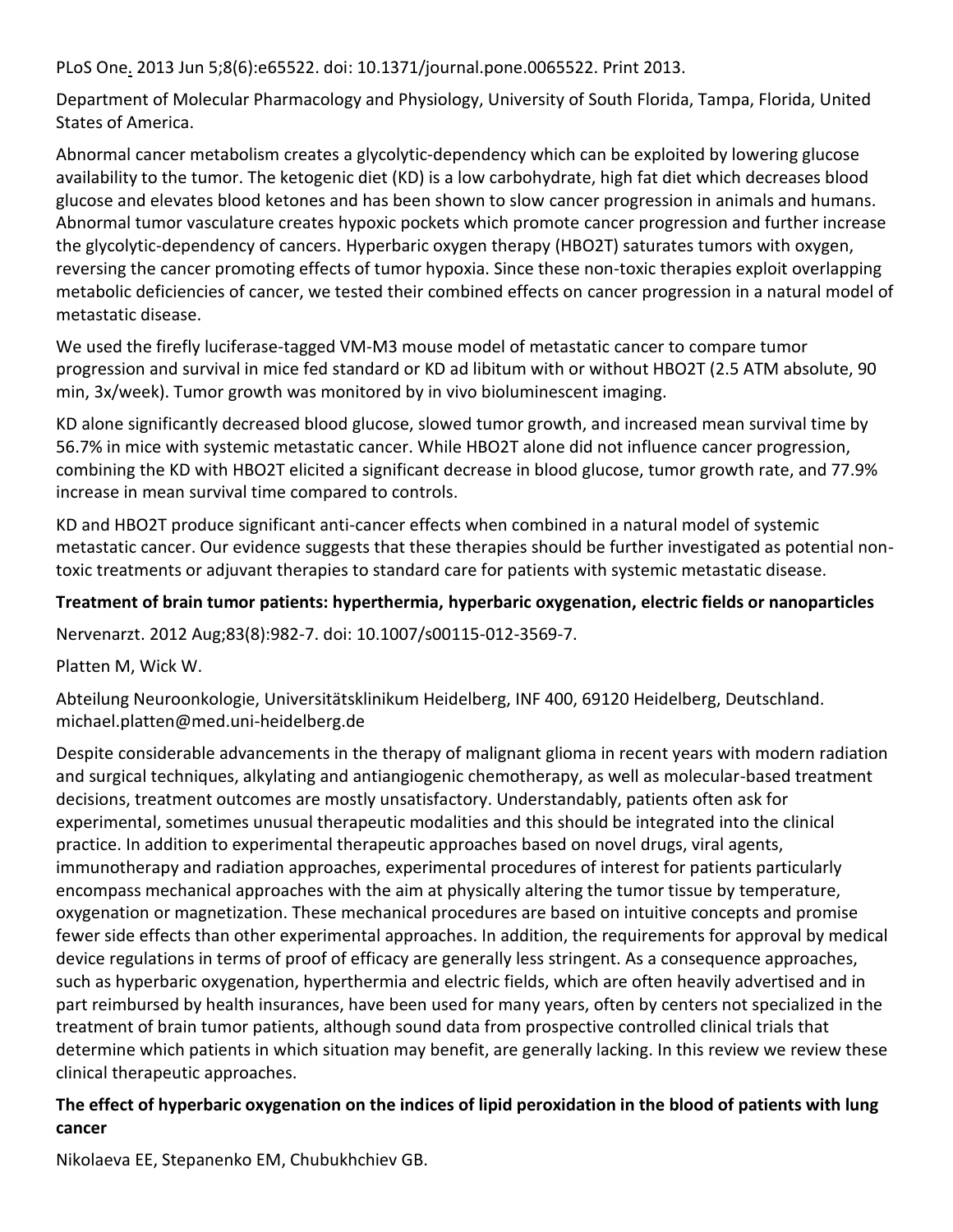PLoS One. 2013 Jun 5;8(6):e65522. doi: 10.1371/journal.pone.0065522. Print 2013.

Department of Molecular Pharmacology and Physiology, University of South Florida, Tampa, Florida, United States of America.

Abnormal cancer metabolism creates a glycolytic-dependency which can be exploited by lowering glucose availability to the tumor. The ketogenic diet (KD) is a low carbohydrate, high fat diet which decreases blood glucose and elevates blood ketones and has been shown to slow cancer progression in animals and humans. Abnormal tumor vasculature creates hypoxic pockets which promote cancer progression and further increase the glycolytic-dependency of cancers. Hyperbaric oxygen therapy (HBO2T) saturates tumors with oxygen, reversing the cancer promoting effects of tumor hypoxia. Since these non-toxic therapies exploit overlapping metabolic deficiencies of cancer, we tested their combined effects on cancer progression in a natural model of metastatic disease.

We used the firefly luciferase-tagged VM-M3 mouse model of metastatic cancer to compare tumor progression and survival in mice fed standard or KD ad libitum with or without HBO2T (2.5 ATM absolute, 90 min, 3x/week). Tumor growth was monitored by in vivo bioluminescent imaging.

KD alone significantly decreased blood glucose, slowed tumor growth, and increased mean survival time by 56.7% in mice with systemic metastatic cancer. While HBO2T alone did not influence cancer progression, combining the KD with HBO2T elicited a significant decrease in blood glucose, tumor growth rate, and 77.9% increase in mean survival time compared to controls.

KD and HBO2T produce significant anti-cancer effects when combined in a natural model of systemic metastatic cancer. Our evidence suggests that these therapies should be further investigated as potential non-toxic treatments or adjuvant therapies to standard care for patients with systemic metastatic disease.

**Treatment of brain tumor patients: hyperthermia, hyperbaric oxygenation, electric fields or nanoparticles**

Nervenarzt. 2012 Aug;83(8):982-7. doi: 10.1007/s00115-012-3569-7.

Platten M, Wick W.

Abteilung Neuroonkologie, Universitätsklinikum Heidelberg, INF 400, 69120 Heidelberg, Deutschland. michael.platten@med.uni-heidelberg.de

Despite considerable advancements in the therapy of malignant glioma in recent years with modern radiation and surgical techniques, alkylating and antiangiogenic chemotherapy, as well as molecular-based treatment decisions, treatment outcomes are mostly unsatisfactory. Understandably, patients often ask for experimental, sometimes unusual therapeutic modalities and this should be integrated into the clinical practice. In addition to experimental therapeutic approaches based on novel drugs, viral agents, immunotherapy and radiation approaches, experimental procedures of interest for patients particularly encompass mechanical approaches with the aim at physically altering the tumor tissue by temperature, oxygenation or magnetization. These mechanical procedures are based on intuitive concepts and promise fewer side effects than other experimental approaches. In addition, the requirements for approval by medical device regulations in terms of proof of efficacy are generally less stringent. As a consequence approaches, such as hyperbaric oxygenation, hyperthermia and electric fields, which are often heavily advertised and in part reimbursed by health insurances, have been used for many years, often by centers not specialized in the treatment of brain tumor patients, although sound data from prospective controlled clinical trials that determine which patients in which situation may benefit, are generally lacking. In this review we review these clinical therapeutic approaches.

**The effect of hyperbaric oxygenation on the indices of lipid peroxidation in the blood of patients with lung cancer**

Nikolaeva EE, Stepanenko EM, Chubukhchiev GB.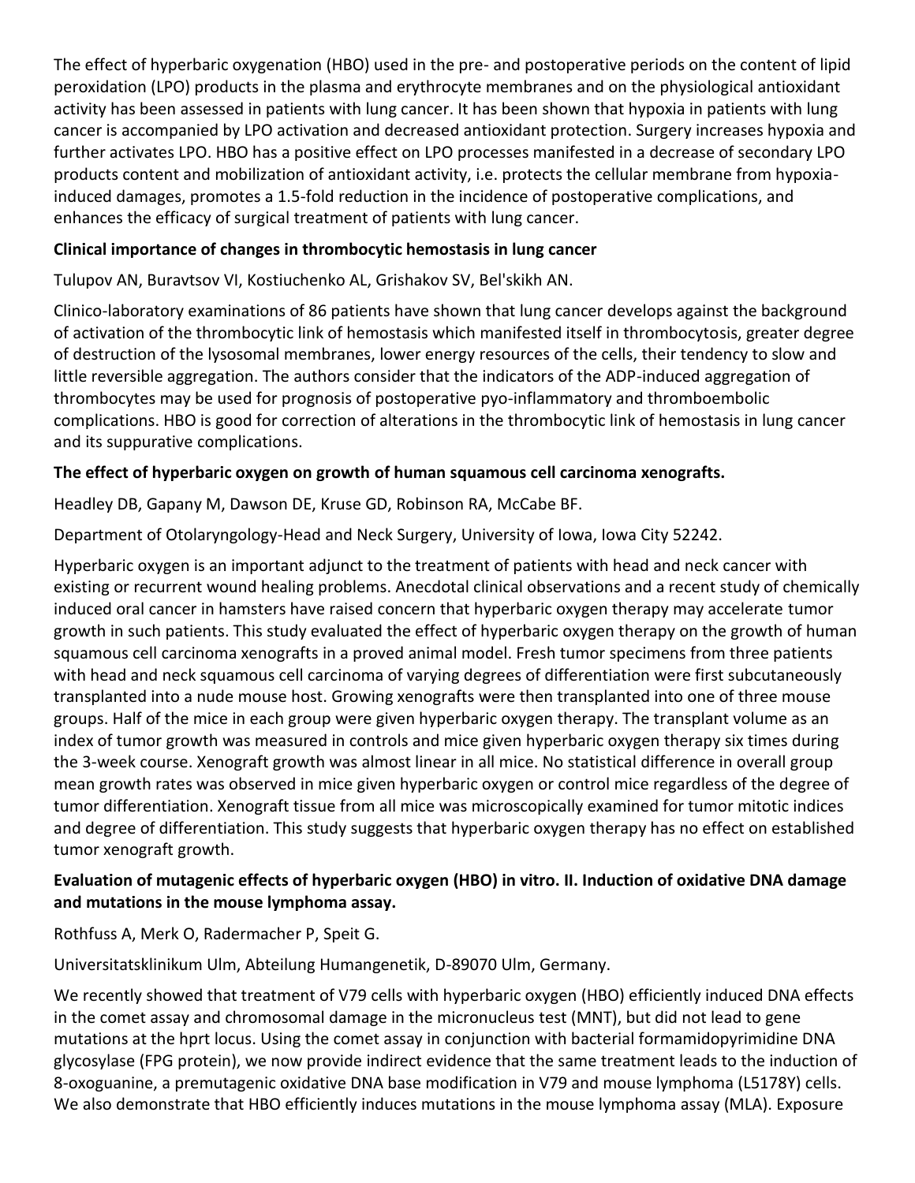The effect of hyperbaric oxygenation (HBO) used in the pre- and postoperative periods on the content of lipid peroxidation (LPO) products in the plasma and erythrocyte membranes and on the physiological antioxidant activity has been assessed in patients with lung cancer. It has been shown that hypoxia in patients with lung cancer is accompanied by LPO activation and decreased antioxidant protection. Surgery increases hypoxia and further activates LPO. HBO has a positive effect on LPO processes manifested in a decrease of secondary LPO products content and mobilization of antioxidant activity, i.e. protects the cellular membrane from hypoxia-induced damages, promotes a 1.5-fold reduction in the incidence of postoperative complications, and enhances the efficacy of surgical treatment of patients with lung cancer.

**Clinical importance of changes in thrombocytic hemostasis in lung cancer**

Tulupov AN, Buravtsov VI, Kostiuchenko AL, Grishakov SV, Bel'skikh AN.

Clinico-laboratory examinations of 86 patients have shown that lung cancer develops against the background of activation of the thrombocytic link of hemostasis which manifested itself in thrombocytosis, greater degree of destruction of the lysosomal membranes, lower energy resources of the cells, their tendency to slow and little reversible aggregation. The authors consider that the indicators of the ADP-induced aggregation of thrombocytes may be used for prognosis of postoperative pyo-inflammatory and thromboembolic complications. HBO is good for correction of alterations in the thrombocytic link of hemostasis in lung cancer and its suppurative complications.

**The effect of hyperbaric oxygen on growth of human squamous cell carcinoma xenografts.**

Headley DB, Gapany M, Dawson DE, Kruse GD, Robinson RA, McCabe BF.

Department of Otolaryngology-Head and Neck Surgery, University of Iowa, Iowa City 52242.

Hyperbaric oxygen is an important adjunct to the treatment of patients with head and neck cancer with existing or recurrent wound healing problems. Anecdotal clinical observations and a recent study of chemically induced oral cancer in hamsters have raised concern that hyperbaric oxygen therapy may accelerate tumor growth in such patients. This study evaluated the effect of hyperbaric oxygen therapy on the growth of human squamous cell carcinoma xenografts in a proved animal model. Fresh tumor specimens from three patients with head and neck squamous cell carcinoma of varying degrees of differentiation were first subcutaneously transplanted into a nude mouse host. Growing xenografts were then transplanted into one of three mouse groups. Half of the mice in each group were given hyperbaric oxygen therapy. The transplant volume as an index of tumor growth was measured in controls and mice given hyperbaric oxygen therapy six times during the 3-week course. Xenograft growth was almost linear in all mice. No statistical difference in overall group mean growth rates was observed in mice given hyperbaric oxygen or control mice regardless of the degree of tumor differentiation. Xenograft tissue from all mice was microscopically examined for tumor mitotic indices and degree of differentiation. This study suggests that hyperbaric oxygen therapy has no effect on established tumor xenograft growth.

**Evaluation of mutagenic effects of hyperbaric oxygen (HBO) in vitro. II. Induction of oxidative DNA damage and mutations in the mouse lymphoma assay.**

Rothfuss A, Merk O, Radermacher P, Speit G.

Universitatsklinikum Ulm, Abteilung Humangenetik, D-89070 Ulm, Germany.

We recently showed that treatment of V79 cells with hyperbaric oxygen (HBO) efficiently induced DNA effects in the comet assay and chromosomal damage in the micronucleus test (MNT), but did not lead to gene mutations at the hprt locus. Using the comet assay in conjunction with bacterial formamidopyrimidine DNA glycosylase (FPG protein), we now provide indirect evidence that the same treatment leads to the induction of 8-oxoguanine, a premutagenic oxidative DNA base modification in V79 and mouse lymphoma (L5178Y) cells. We also demonstrate that HBO efficiently induces mutations in the mouse lymphoma assay (MLA). Exposure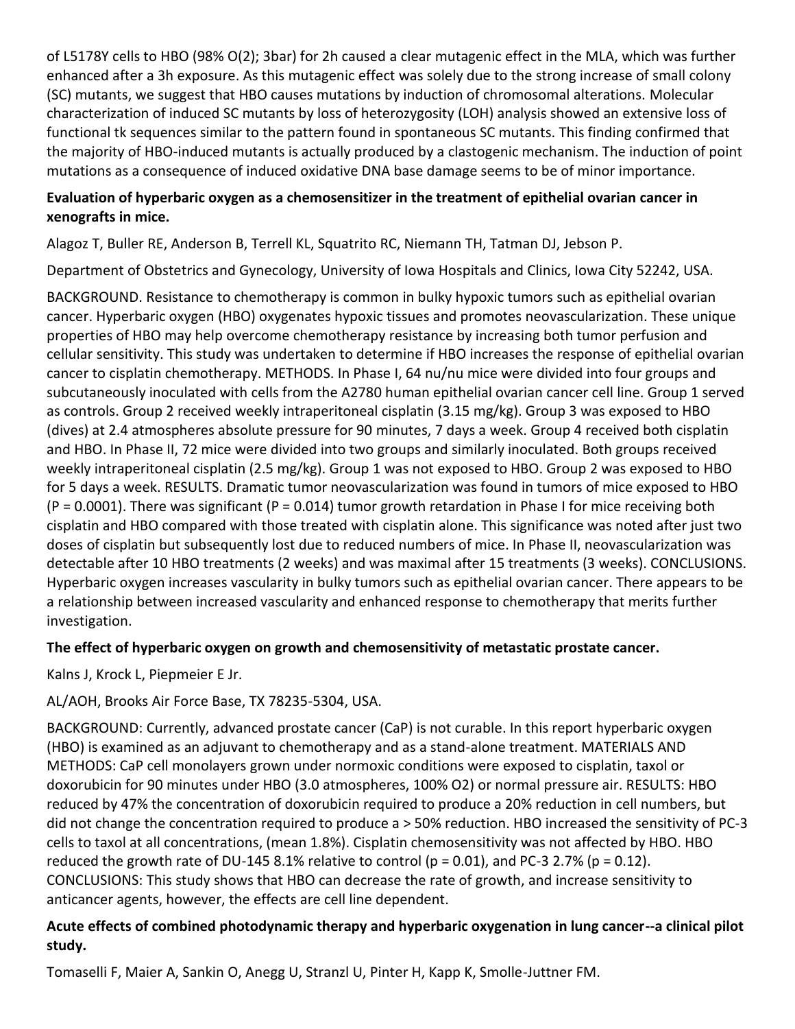of L5178Y cells to HBO (98% $O_{(2)}$; 3bar) for 2h caused a clear mutagenic effect in the MLA, which was further enhanced after a 3h exposure. As this mutagenic effect was solely due to the strong increase of small colony (SC) mutants, we suggest that HBO causes mutations by induction of chromosomal alterations. Molecular characterization of induced SC mutants by loss of heterozygosity (LOH) analysis showed an extensive loss of functional tk sequences similar to the pattern found in spontaneous SC mutants. This finding confirmed that the majority of HBO-induced mutants is actually produced by a clastogenic mechanism. The induction of point mutations as a consequence of induced oxidative DNA base damage seems to be of minor importance.

**Evaluation of hyperbaric oxygen as a chemosensitizer in the treatment of epithelial ovarian cancer in xenografts in mice.**

Alagoz T, Buller RE, Anderson B, Terrell KL, Squatrito RC, Niemann TH, Tatman DJ, Jebson P.

Department of Obstetrics and Gynecology, University of Iowa Hospitals and Clinics, Iowa City 52242, USA.

BACKGROUND. Resistance to chemotherapy is common in bulky hypoxic tumors such as epithelial ovarian cancer. Hyperbaric oxygen (HBO) oxygenates hypoxic tissues and promotes neovascularization. These unique properties of HBO may help overcome chemotherapy resistance by increasing both tumor perfusion and cellular sensitivity. This study was undertaken to determine if HBO increases the response of epithelial ovarian cancer to cisplatin chemotherapy. METHODS. In Phase I, 64 nu/nu mice were divided into four groups and subcutaneously inoculated with cells from the A2780 human epithelial ovarian cancer cell line. Group 1 served as controls. Group 2 received weekly intraperitoneal cisplatin (3.15 mg/kg). Group 3 was exposed to HBO (dives) at 2.4 atmospheres absolute pressure for 90 minutes, 7 days a week. Group 4 received both cisplatin and HBO. In Phase II, 72 mice were divided into two groups and similarly inoculated. Both groups received weekly intraperitoneal cisplatin (2.5 mg/kg). Group 1 was not exposed to HBO. Group 2 was exposed to HBO for 5 days a week. RESULTS. Dramatic tumor neovascularization was found in tumors of mice exposed to HBO ($P = 0.0001$). There was significant ($P = 0.014$) tumor growth retardation in Phase I for mice receiving both cisplatin and HBO compared with those treated with cisplatin alone. This significance was noted after just two doses of cisplatin but subsequently lost due to reduced numbers of mice. In Phase II, neovascularization was detectable after 10 HBO treatments (2 weeks) and was maximal after 15 treatments (3 weeks). CONCLUSIONS. Hyperbaric oxygen increases vascularity in bulky tumors such as epithelial ovarian cancer. There appears to be a relationship between increased vascularity and enhanced response to chemotherapy that merits further investigation.

**The effect of hyperbaric oxygen on growth and chemosensitivity of metastatic prostate cancer.**

Kalns J, Krock L, Piepmeier E Jr.

AL/AOH, Brooks Air Force Base, TX 78235-5304, USA.

BACKGROUND: Currently, advanced prostate cancer (CaP) is not curable. In this report hyperbaric oxygen (HBO) is examined as an adjuvant to chemotherapy and as a stand-alone treatment. MATERIALS AND METHODS: CaP cell monolayers grown under normoxic conditions were exposed to cisplatin, taxol or doxorubicin for 90 minutes under HBO (3.0 atmospheres, 100% $O_2$) or normal pressure air. RESULTS: HBO reduced by 47% the concentration of doxorubicin required to produce a 20% reduction in cell numbers, but did not change the concentration required to produce a > 50% reduction. HBO increased the sensitivity of PC-3 cells to taxol at all concentrations, (mean 1.8%). Cisplatin chemosensitivity was not affected by HBO. HBO reduced the growth rate of DU-145 8.1% relative to control ($p = 0.01$), and PC-3 2.7% ($p = 0.12$). CONCLUSIONS: This study shows that HBO can decrease the rate of growth, and increase sensitivity to anticancer agents, however, the effects are cell line dependent.

**Acute effects of combined photodynamic therapy and hyperbaric oxygenation in lung cancer--a clinical pilot study.**

Tomaselli F, Maier A, Sankin O, Anegg U, Stranzl U, Pinter H, Kapp K, Smolle-Juttner FM.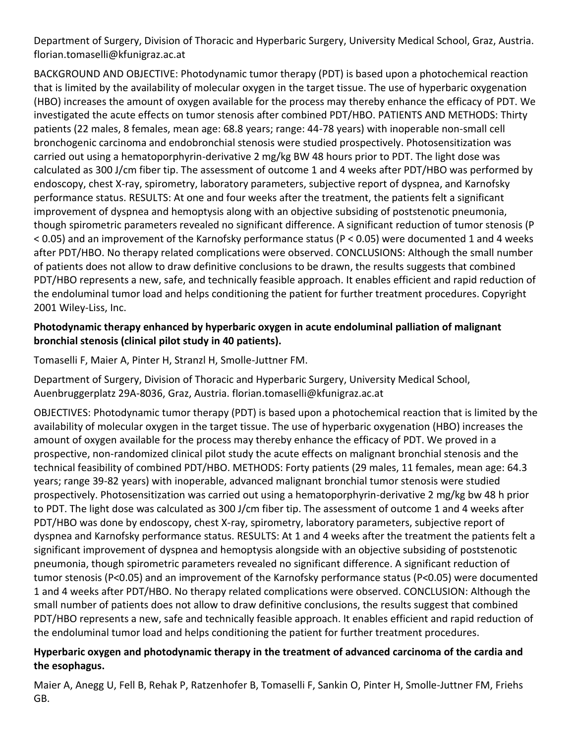Department of Surgery, Division of Thoracic and Hyperbaric Surgery, University Medical School, Graz, Austria. florian.tomaselli@kfunigraz.ac.at

BACKGROUND AND OBJECTIVE: Photodynamic tumor therapy (PDT) is based upon a photochemical reaction that is limited by the availability of molecular oxygen in the target tissue. The use of hyperbaric oxygenation (HBO) increases the amount of oxygen available for the process may thereby enhance the efficacy of PDT. We investigated the acute effects on tumor stenosis after combined PDT/HBO. PATIENTS AND METHODS: Thirty patients (22 males, 8 females, mean age: 68.8 years; range: 44-78 years) with inoperable non-small cell bronchogenic carcinoma and endobronchial stenosis were studied prospectively. Photosensitization was carried out using a hematoporphyrin-derivative 2 mg/kg BW 48 hours prior to PDT. The light dose was calculated as 300 J/cm fiber tip. The assessment of outcome 1 and 4 weeks after PDT/HBO was performed by endoscopy, chest X-ray, spirometry, laboratory parameters, subjective report of dyspnea, and Karnofsky performance status. RESULTS: At one and four weeks after the treatment, the patients felt a significant improvement of dyspnea and hemoptysis along with an objective subsiding of poststenotic pneumonia, though spirometric parameters revealed no significant difference. A significant reduction of tumor stenosis ($P < 0.05$) and an improvement of the Karnofsky performance status ($P < 0.05$) were documented 1 and 4 weeks after PDT/HBO. No therapy related complications were observed. CONCLUSIONS: Although the small number of patients does not allow to draw definitive conclusions to be drawn, the results suggests that combined PDT/HBO represents a new, safe, and technically feasible approach. It enables efficient and rapid reduction of the endoluminal tumor load and helps conditioning the patient for further treatment procedures. Copyright 2001 Wiley-Liss, Inc.

**Photodynamic therapy enhanced by hyperbaric oxygen in acute endoluminal palliation of malignant bronchial stenosis (clinical pilot study in 40 patients).**

Tomaselli F, Maier A, Pinter H, Stranzl H, Smolle-Juttner FM.

Department of Surgery, Division of Thoracic and Hyperbaric Surgery, University Medical School, Auenbruggerplatz 29A-8036, Graz, Austria. florian.tomaselli@kfunigraz.ac.at

OBJECTIVES: Photodynamic tumor therapy (PDT) is based upon a photochemical reaction that is limited by the availability of molecular oxygen in the target tissue. The use of hyperbaric oxygenation (HBO) increases the amount of oxygen available for the process may thereby enhance the efficacy of PDT. We proved in a prospective, non-randomized clinical pilot study the acute effects on malignant bronchial stenosis and the technical feasibility of combined PDT/HBO. METHODS: Forty patients (29 males, 11 females, mean age: 64.3 years; range 39-82 years) with inoperable, advanced malignant bronchial tumor stenosis were studied prospectively. Photosensitization was carried out using a hematoporphyrin-derivative 2 mg/kg bw 48 h prior to PDT. The light dose was calculated as 300 J/cm fiber tip. The assessment of outcome 1 and 4 weeks after PDT/HBO was done by endoscopy, chest X-ray, spirometry, laboratory parameters, subjective report of dyspnea and Karnofsky performance status. RESULTS: At 1 and 4 weeks after the treatment the patients felt a significant improvement of dyspnea and hemoptysis alongside with an objective subsiding of poststenotic pneumonia, though spirometric parameters revealed no significant difference. A significant reduction of tumor stenosis ($P<0.05$) and an improvement of the Karnofsky performance status ($P<0.05$) were documented 1 and 4 weeks after PDT/HBO. No therapy related complications were observed. CONCLUSION: Although the small number of patients does not allow to draw definitive conclusions, the results suggest that combined PDT/HBO represents a new, safe and technically feasible approach. It enables efficient and rapid reduction of the endoluminal tumor load and helps conditioning the patient for further treatment procedures.

**Hyperbaric oxygen and photodynamic therapy in the treatment of advanced carcinoma of the cardia and the esophagus.**

Maier A, Anegg U, Fell B, Rehak P, Ratzenhofer B, Tomaselli F, Sankin O, Pinter H, Smolle-Juttner FM, Friehs GB.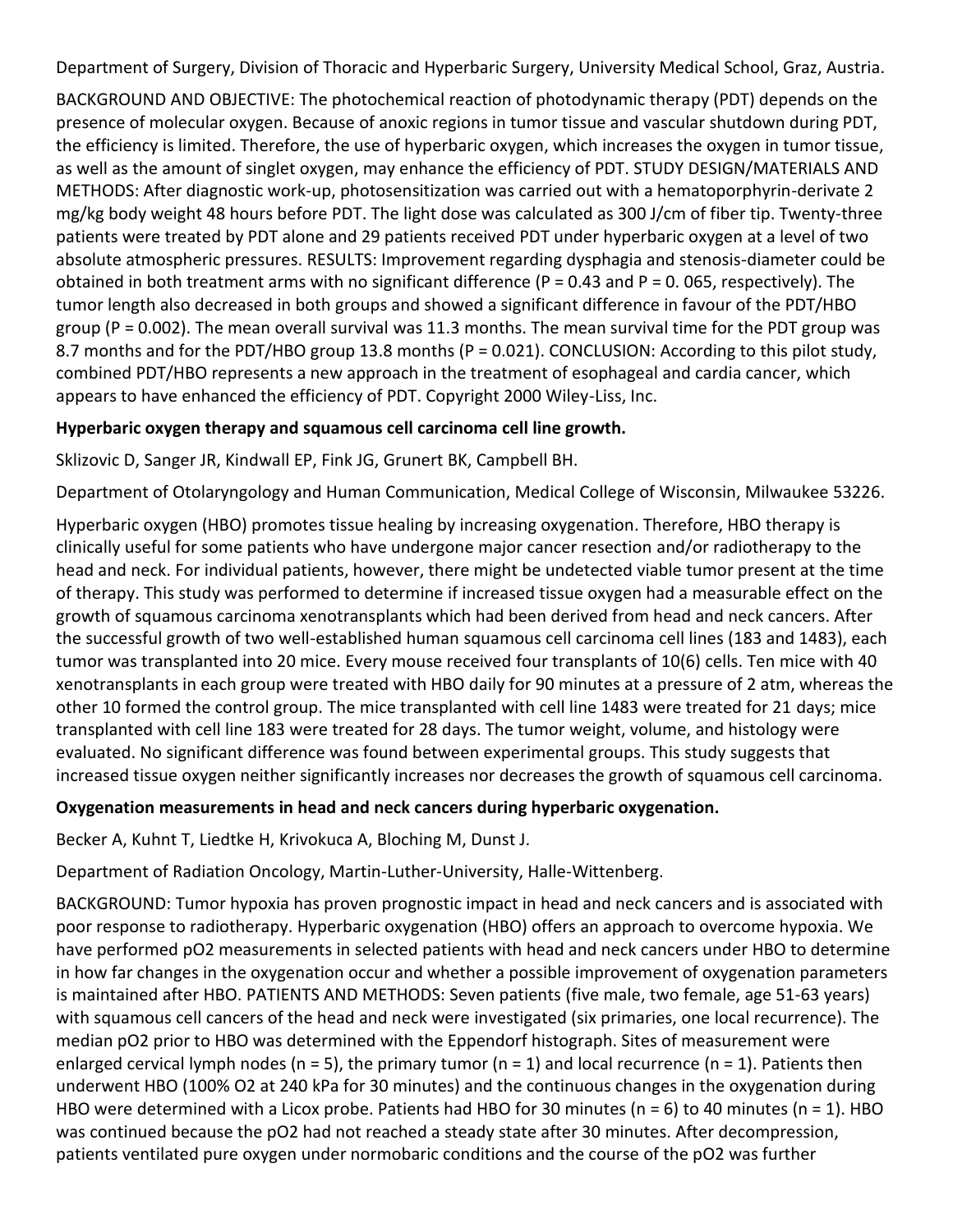Department of Surgery, Division of Thoracic and Hyperbaric Surgery, University Medical School, Graz, Austria.

BACKGROUND AND OBJECTIVE: The photochemical reaction of photodynamic therapy (PDT) depends on the presence of molecular oxygen. Because of anoxic regions in tumor tissue and vascular shutdown during PDT, the efficiency is limited. Therefore, the use of hyperbaric oxygen, which increases the oxygen in tumor tissue, as well as the amount of singlet oxygen, may enhance the efficiency of PDT. STUDY DESIGN/MATERIALS AND METHODS: After diagnostic work-up, photosensitization was carried out with a hematoporphyrin-derivate 2 mg/kg body weight 48 hours before PDT. The light dose was calculated as 300 J/cm of fiber tip. Twenty-three patients were treated by PDT alone and 29 patients received PDT under hyperbaric oxygen at a level of two absolute atmospheric pressures. RESULTS: Improvement regarding dysphagia and stenosis-diameter could be obtained in both treatment arms with no significant difference ($P = 0.43$ and $P = 0.065$, respectively). The tumor length also decreased in both groups and showed a significant difference in favour of the PDT/HBO group ($P = 0.002$). The mean overall survival was 11.3 months. The mean survival time for the PDT group was 8.7 months and for the PDT/HBO group 13.8 months ($P = 0.021$). CONCLUSION: According to this pilot study, combined PDT/HBO represents a new approach in the treatment of esophageal and cardia cancer, which appears to have enhanced the efficiency of PDT. Copyright 2000 Wiley-Liss, Inc.

**Hyperbaric oxygen therapy and squamous cell carcinoma cell line growth.**

Sklizovic D, Sanger JR, Kindwall EP, Fink JG, Grunert BK, Campbell BH.

Department of Otolaryngology and Human Communication, Medical College of Wisconsin, Milwaukee 53226.

Hyperbaric oxygen (HBO) promotes tissue healing by increasing oxygenation. Therefore, HBO therapy is clinically useful for some patients who have undergone major cancer resection and/or radiotherapy to the head and neck. For individual patients, however, there might be undetected viable tumor present at the time of therapy. This study was performed to determine if increased tissue oxygen had a measurable effect on the growth of squamous carcinoma xenotransplants which had been derived from head and neck cancers. After the successful growth of two well-established human squamous cell carcinoma cell lines (183 and 1483), each tumor was transplanted into 20 mice. Every mouse received four transplants of 10(6) cells. Ten mice with 40 xenotransplants in each group were treated with HBO daily for 90 minutes at a pressure of 2 atm, whereas the other 10 formed the control group. The mice transplanted with cell line 1483 were treated for 21 days; mice transplanted with cell line 183 were treated for 28 days. The tumor weight, volume, and histology were evaluated. No significant difference was found between experimental groups. This study suggests that increased tissue oxygen neither significantly increases nor decreases the growth of squamous cell carcinoma.

**Oxygenation measurements in head and neck cancers during hyperbaric oxygenation.**

Becker A, Kuhnt T, Liedtke H, Krivokuca A, Bloching M, Dunst J.

Department of Radiation Oncology, Martin-Luther-University, Halle-Wittenberg.

BACKGROUND: Tumor hypoxia has proven prognostic impact in head and neck cancers and is associated with poor response to radiotherapy. Hyperbaric oxygenation (HBO) offers an approach to overcome hypoxia. We have performed $pO_2$ measurements in selected patients with head and neck cancers under HBO to determine in how far changes in the oxygenation occur and whether a possible improvement of oxygenation parameters is maintained after HBO. PATIENTS AND METHODS: Seven patients (five male, two female, age 51-63 years) with squamous cell cancers of the head and neck were investigated (six primaries, one local recurrence). The median $pO_2$ prior to HBO was determined with the Eppendorf histograph. Sites of measurement were enlarged cervical lymph nodes ($n = 5$), the primary tumor ($n = 1$) and local recurrence ($n = 1$). Patients then underwent HBO (100% $O_2$ at 240 kPa for 30 minutes) and the continuous changes in the oxygenation during HBO were determined with a Licox probe. Patients had HBO for 30 minutes ($n = 6$) to 40 minutes ($n = 1$). HBO was continued because the $pO_2$ had not reached a steady state after 30 minutes. After decompression, patients ventilated pure oxygen under normobaric conditions and the course of the $pO_2$ was further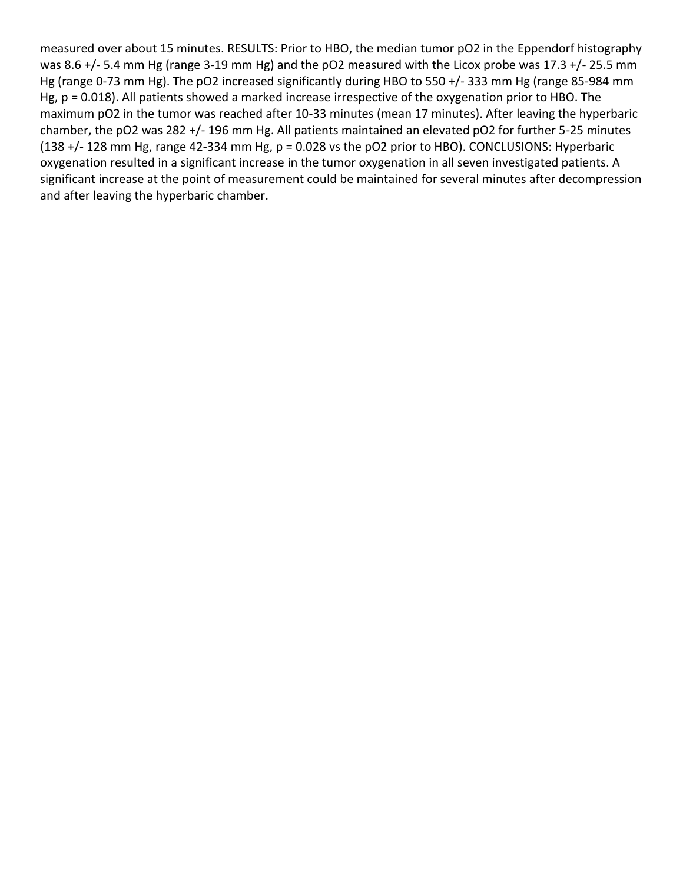measured over about 15 minutes. RESULTS: Prior to HBO, the median tumor $pO_2$ in the Eppendorf histography was 8.6 +/- 5.4 mm Hg (range 3-19 mm Hg) and the $pO_2$ measured with the Licox probe was 17.3 +/- 25.5 mm Hg (range 0-73 mm Hg). The $pO_2$ increased significantly during HBO to 550 +/- 333 mm Hg (range 85-984 mm Hg, $p = 0.018$). All patients showed a marked increase irrespective of the oxygenation prior to HBO. The maximum $pO_2$ in the tumor was reached after 10-33 minutes (mean 17 minutes). After leaving the hyperbaric chamber, the $pO_2$ was 282 +/- 196 mm Hg. All patients maintained an elevated $pO_2$ for further 5-25 minutes (138 +/- 128 mm Hg, range 42-334 mm Hg, $p = 0.028$ vs the $pO_2$ prior to HBO). CONCLUSIONS: Hyperbaric oxygenation resulted in a significant increase in the tumor oxygenation in all seven investigated patients. A significant increase at the point of measurement could be maintained for several minutes after decompression and after leaving the hyperbaric chamber.